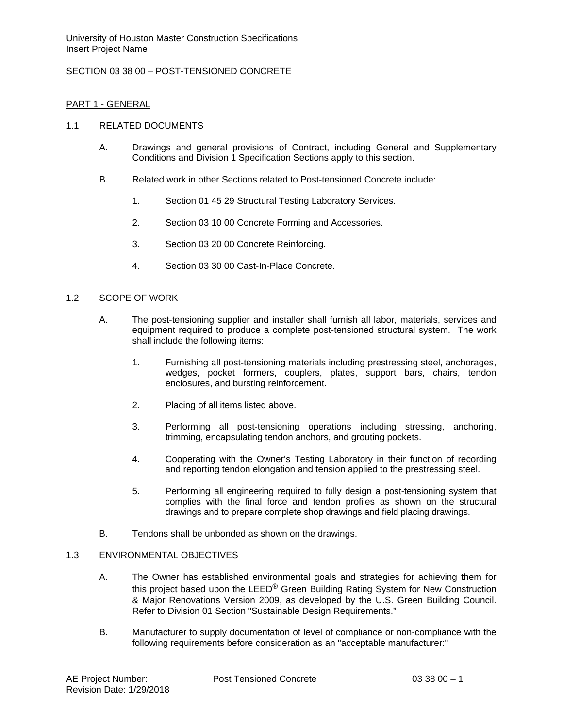University of Houston Master Construction Specifications
Insert Project Name

# SECTION 03 38 00 – POST-TENSIONED CONCRETE

## PART 1 - GENERAL

### 1.1 RELATED DOCUMENTS

A. Drawings and general provisions of Contract, including General and Supplementary Conditions and Division 1 Specification Sections apply to this section.

B. Related work in other Sections related to Post-tensioned Concrete include:

1. Section 01 45 29 Structural Testing Laboratory Services.
2. Section 03 10 00 Concrete Forming and Accessories.
3. Section 03 20 00 Concrete Reinforcing.
4. Section 03 30 00 Cast-In-Place Concrete.

### 1.2 SCOPE OF WORK

A. The post-tensioning supplier and installer shall furnish all labor, materials, services and equipment required to produce a complete post-tensioned structural system. The work shall include the following items:

1. Furnishing all post-tensioning materials including prestressing steel, anchorages, wedges, pocket formers, couplers, plates, support bars, chairs, tendon enclosures, and bursting reinforcement.
2. Placing of all items listed above.
3. Performing all post-tensioning operations including stressing, anchoring, trimming, encapsulating tendon anchors, and grouting pockets.
4. Cooperating with the Owner's Testing Laboratory in their function of recording and reporting tendon elongation and tension applied to the prestressing steel.
5. Performing all engineering required to fully design a post-tensioning system that complies with the final force and tendon profiles as shown on the structural drawings and to prepare complete shop drawings and field placing drawings.

B. Tendons shall be unbonded as shown on the drawings.

### 1.3 ENVIRONMENTAL OBJECTIVES

A. The Owner has established environmental goals and strategies for achieving them for this project based upon the LEED® Green Building Rating System for New Construction & Major Renovations Version 2009, as developed by the U.S. Green Building Council. Refer to Division 01 Section "Sustainable Design Requirements."

B. Manufacturer to supply documentation of level of compliance or non-compliance with the following requirements before consideration as an "acceptable manufacturer:"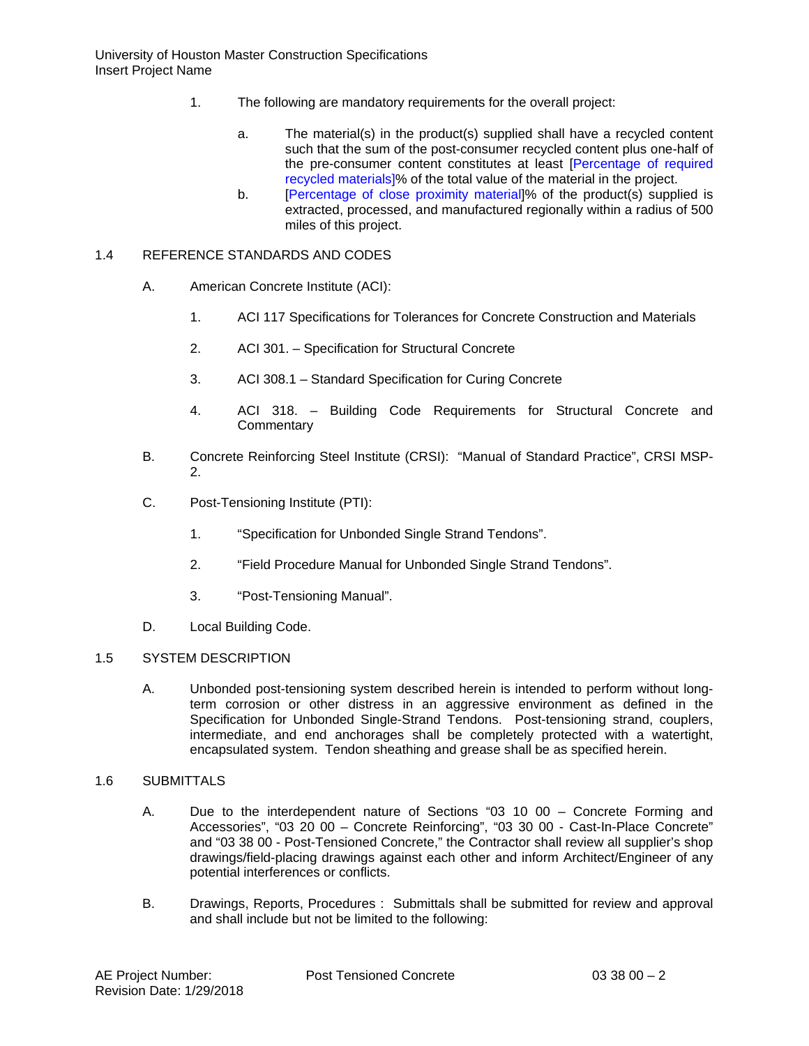1. The following are mandatory requirements for the overall project:

   a. The material(s) in the product(s) supplied shall have a recycled content such that the sum of the post-consumer recycled content plus one-half of the pre-consumer content constitutes at least [Percentage of required recycled materials]% of the total value of the material in the project.

   b. [Percentage of close proximity material]% of the product(s) supplied is extracted, processed, and manufactured regionally within a radius of 500 miles of this project.

## 1.4 REFERENCE STANDARDS AND CODES

A. American Concrete Institute (ACI):

   1. ACI 117 Specifications for Tolerances for Concrete Construction and Materials

   2. ACI 301. – Specification for Structural Concrete

   3. ACI 308.1 – Standard Specification for Curing Concrete

   4. ACI 318. – Building Code Requirements for Structural Concrete and Commentary

B. Concrete Reinforcing Steel Institute (CRSI): "Manual of Standard Practice", CRSI MSP-2.

C. Post-Tensioning Institute (PTI):

   1. "Specification for Unbonded Single Strand Tendons".

   2. "Field Procedure Manual for Unbonded Single Strand Tendons".

   3. "Post-Tensioning Manual".

D. Local Building Code.

## 1.5 SYSTEM DESCRIPTION

A. Unbonded post-tensioning system described herein is intended to perform without long-term corrosion or other distress in an aggressive environment as defined in the Specification for Unbonded Single-Strand Tendons. Post-tensioning strand, couplers, intermediate, and end anchorages shall be completely protected with a watertight, encapsulated system. Tendon sheathing and grease shall be as specified herein.

## 1.6 SUBMITTALS

A. Due to the interdependent nature of Sections "03 10 00 – Concrete Forming and Accessories", "03 20 00 – Concrete Reinforcing", "03 30 00 - Cast-In-Place Concrete" and "03 38 00 - Post-Tensioned Concrete," the Contractor shall review all supplier's shop drawings/field-placing drawings against each other and inform Architect/Engineer of any potential interferences or conflicts.

B. Drawings, Reports, Procedures : Submittals shall be submitted for review and approval and shall include but not be limited to the following: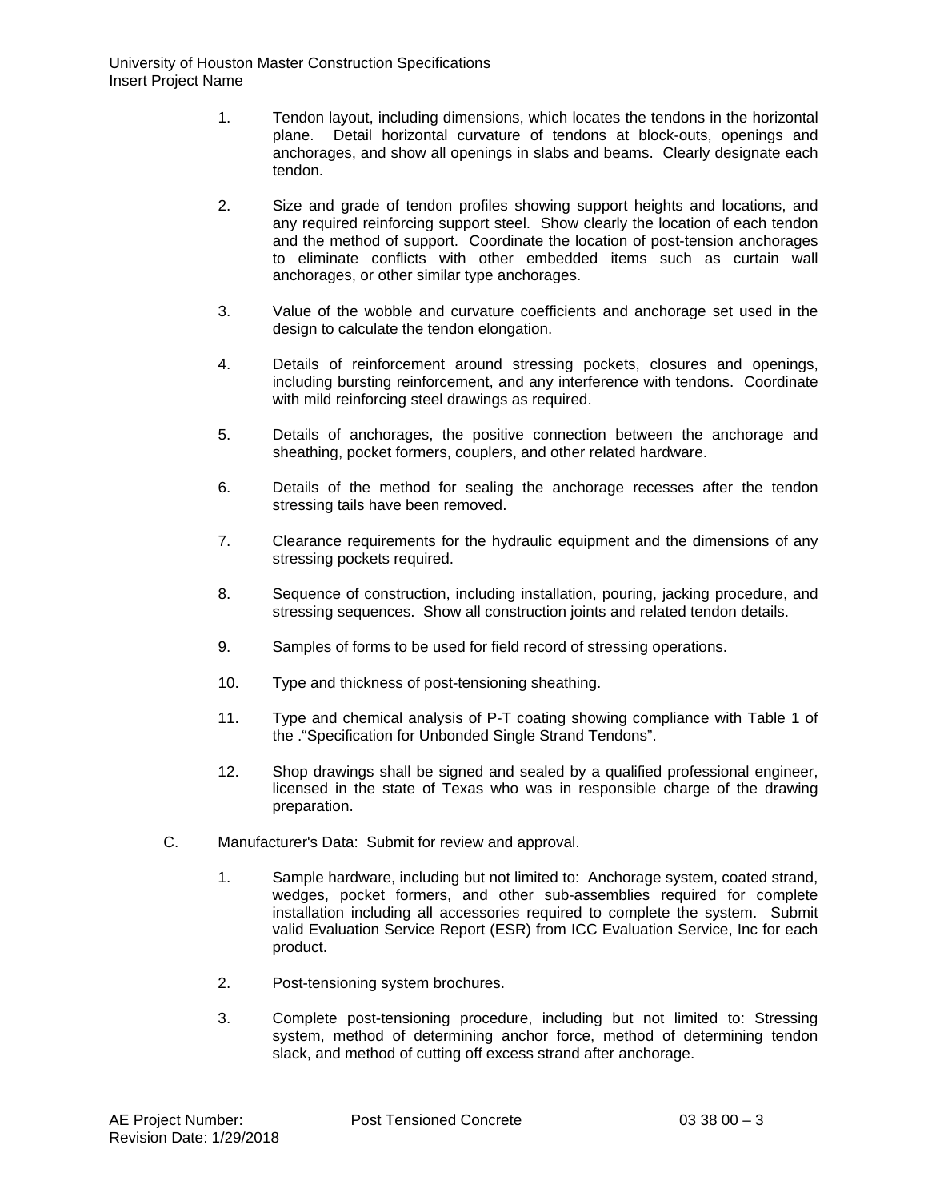1. Tendon layout, including dimensions, which locates the tendons in the horizontal plane. Detail horizontal curvature of tendons at block-outs, openings and anchorages, and show all openings in slabs and beams. Clearly designate each tendon.

2. Size and grade of tendon profiles showing support heights and locations, and any required reinforcing support steel. Show clearly the location of each tendon and the method of support. Coordinate the location of post-tension anchorages to eliminate conflicts with other embedded items such as curtain wall anchorages, or other similar type anchorages.

3. Value of the wobble and curvature coefficients and anchorage set used in the design to calculate the tendon elongation.

4. Details of reinforcement around stressing pockets, closures and openings, including bursting reinforcement, and any interference with tendons. Coordinate with mild reinforcing steel drawings as required.

5. Details of anchorages, the positive connection between the anchorage and sheathing, pocket formers, couplers, and other related hardware.

6. Details of the method for sealing the anchorage recesses after the tendon stressing tails have been removed.

7. Clearance requirements for the hydraulic equipment and the dimensions of any stressing pockets required.

8. Sequence of construction, including installation, pouring, jacking procedure, and stressing sequences. Show all construction joints and related tendon details.

9. Samples of forms to be used for field record of stressing operations.

10. Type and thickness of post-tensioning sheathing.

11. Type and chemical analysis of P-T coating showing compliance with Table 1 of the ."Specification for Unbonded Single Strand Tendons".

12. Shop drawings shall be signed and sealed by a qualified professional engineer, licensed in the state of Texas who was in responsible charge of the drawing preparation.

C. Manufacturer's Data: Submit for review and approval.

1. Sample hardware, including but not limited to: Anchorage system, coated strand, wedges, pocket formers, and other sub-assemblies required for complete installation including all accessories required to complete the system. Submit valid Evaluation Service Report (ESR) from ICC Evaluation Service, Inc for each product.

2. Post-tensioning system brochures.

3. Complete post-tensioning procedure, including but not limited to: Stressing system, method of determining anchor force, method of determining tendon slack, and method of cutting off excess strand after anchorage.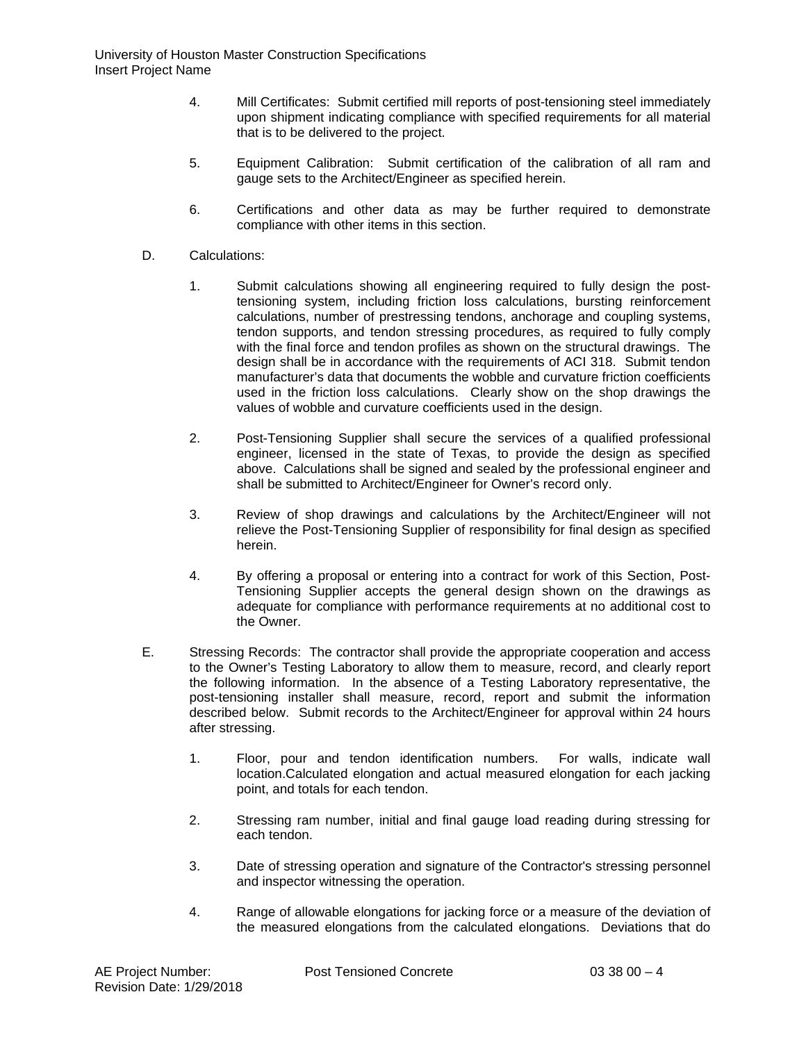4. Mill Certificates: Submit certified mill reports of post-tensioning steel immediately upon shipment indicating compliance with specified requirements for all material that is to be delivered to the project.

5. Equipment Calibration: Submit certification of the calibration of all ram and gauge sets to the Architect/Engineer as specified herein.

6. Certifications and other data as may be further required to demonstrate compliance with other items in this section.

D. Calculations:

1. Submit calculations showing all engineering required to fully design the post-tensioning system, including friction loss calculations, bursting reinforcement calculations, number of prestressing tendons, anchorage and coupling systems, tendon supports, and tendon stressing procedures, as required to fully comply with the final force and tendon profiles as shown on the structural drawings. The design shall be in accordance with the requirements of ACI 318. Submit tendon manufacturer's data that documents the wobble and curvature friction coefficients used in the friction loss calculations. Clearly show on the shop drawings the values of wobble and curvature coefficients used in the design.

2. Post-Tensioning Supplier shall secure the services of a qualified professional engineer, licensed in the state of Texas, to provide the design as specified above. Calculations shall be signed and sealed by the professional engineer and shall be submitted to Architect/Engineer for Owner's record only.

3. Review of shop drawings and calculations by the Architect/Engineer will not relieve the Post-Tensioning Supplier of responsibility for final design as specified herein.

4. By offering a proposal or entering into a contract for work of this Section, Post-Tensioning Supplier accepts the general design shown on the drawings as adequate for compliance with performance requirements at no additional cost to the Owner.

E. Stressing Records: The contractor shall provide the appropriate cooperation and access to the Owner's Testing Laboratory to allow them to measure, record, and clearly report the following information. In the absence of a Testing Laboratory representative, the post-tensioning installer shall measure, record, report and submit the information described below. Submit records to the Architect/Engineer for approval within 24 hours after stressing.

1. Floor, pour and tendon identification numbers. For walls, indicate wall location.Calculated elongation and actual measured elongation for each jacking point, and totals for each tendon.

2. Stressing ram number, initial and final gauge load reading during stressing for each tendon.

3. Date of stressing operation and signature of the Contractor's stressing personnel and inspector witnessing the operation.

4. Range of allowable elongations for jacking force or a measure of the deviation of the measured elongations from the calculated elongations. Deviations that do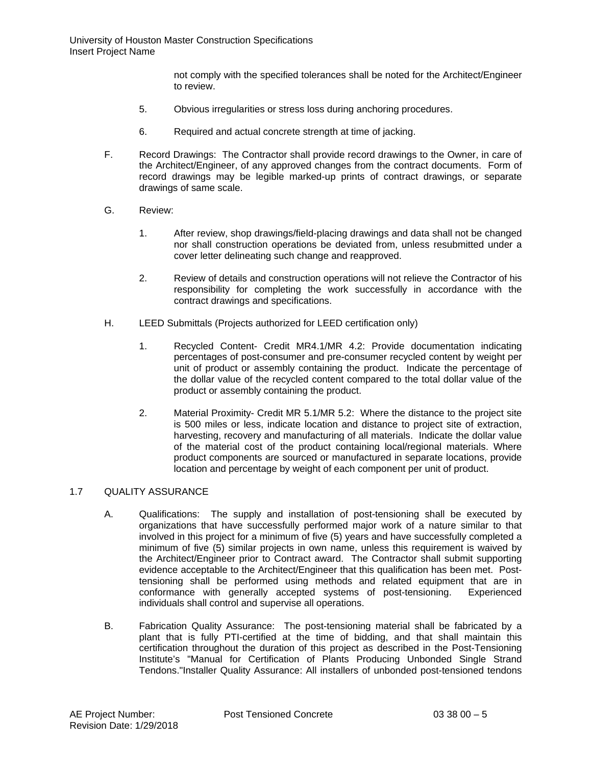not comply with the specified tolerances shall be noted for the Architect/Engineer to review.

5. Obvious irregularities or stress loss during anchoring procedures.

6. Required and actual concrete strength at time of jacking.

F. Record Drawings: The Contractor shall provide record drawings to the Owner, in care of the Architect/Engineer, of any approved changes from the contract documents. Form of record drawings may be legible marked-up prints of contract drawings, or separate drawings of same scale.

G. Review:

1. After review, shop drawings/field-placing drawings and data shall not be changed nor shall construction operations be deviated from, unless resubmitted under a cover letter delineating such change and reapproved.

2. Review of details and construction operations will not relieve the Contractor of his responsibility for completing the work successfully in accordance with the contract drawings and specifications.

H. LEED Submittals (Projects authorized for LEED certification only)

1. Recycled Content- Credit MR4.1/MR 4.2: Provide documentation indicating percentages of post-consumer and pre-consumer recycled content by weight per unit of product or assembly containing the product. Indicate the percentage of the dollar value of the recycled content compared to the total dollar value of the product or assembly containing the product.

2. Material Proximity- Credit MR 5.1/MR 5.2: Where the distance to the project site is 500 miles or less, indicate location and distance to project site of extraction, harvesting, recovery and manufacturing of all materials. Indicate the dollar value of the material cost of the product containing local/regional materials. Where product components are sourced or manufactured in separate locations, provide location and percentage by weight of each component per unit of product.

## 1.7 QUALITY ASSURANCE

A. Qualifications: The supply and installation of post-tensioning shall be executed by organizations that have successfully performed major work of a nature similar to that involved in this project for a minimum of five (5) years and have successfully completed a minimum of five (5) similar projects in own name, unless this requirement is waived by the Architect/Engineer prior to Contract award. The Contractor shall submit supporting evidence acceptable to the Architect/Engineer that this qualification has been met. Post-tensioning shall be performed using methods and related equipment that are in conformance with generally accepted systems of post-tensioning. Experienced individuals shall control and supervise all operations.

B. Fabrication Quality Assurance: The post-tensioning material shall be fabricated by a plant that is fully PTI-certified at the time of bidding, and that shall maintain this certification throughout the duration of this project as described in the Post-Tensioning Institute's "Manual for Certification of Plants Producing Unbonded Single Strand Tendons."Installer Quality Assurance: All installers of unbonded post-tensioned tendons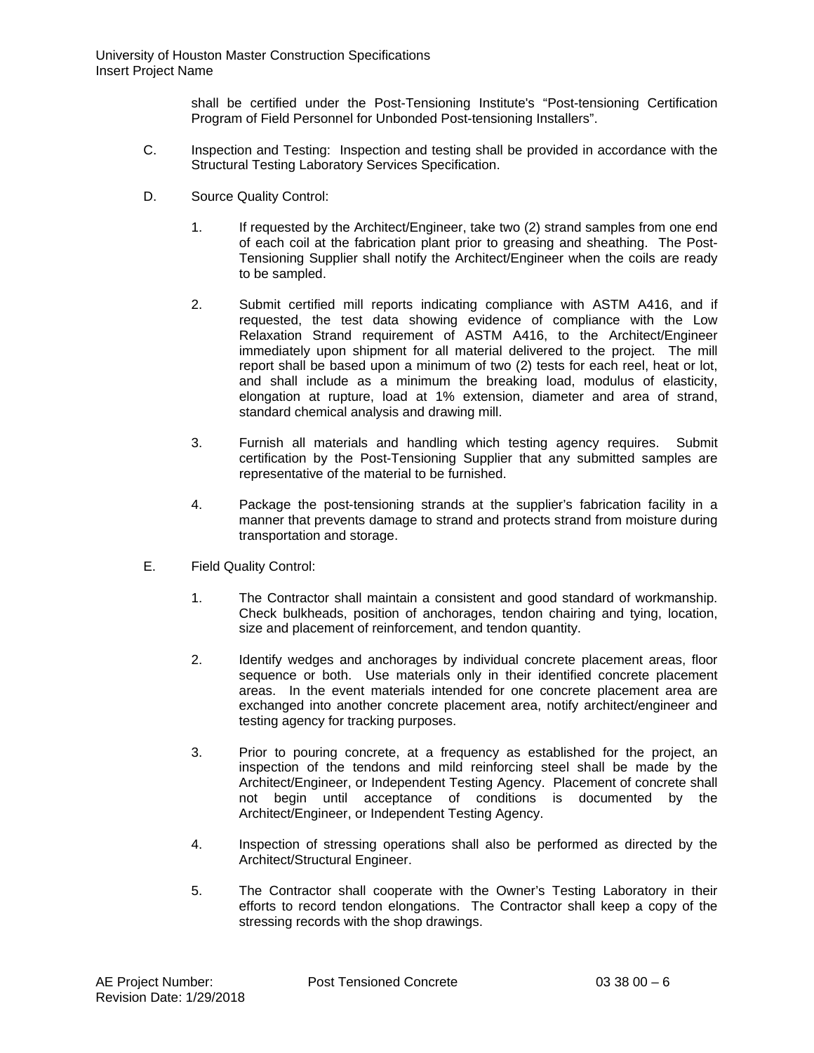shall be certified under the Post-Tensioning Institute's "Post-tensioning Certification Program of Field Personnel for Unbonded Post-tensioning Installers".

C. Inspection and Testing: Inspection and testing shall be provided in accordance with the Structural Testing Laboratory Services Specification.

D. Source Quality Control:

1. If requested by the Architect/Engineer, take two (2) strand samples from one end of each coil at the fabrication plant prior to greasing and sheathing. The Post-Tensioning Supplier shall notify the Architect/Engineer when the coils are ready to be sampled.

2. Submit certified mill reports indicating compliance with ASTM A416, and if requested, the test data showing evidence of compliance with the Low Relaxation Strand requirement of ASTM A416, to the Architect/Engineer immediately upon shipment for all material delivered to the project. The mill report shall be based upon a minimum of two (2) tests for each reel, heat or lot, and shall include as a minimum the breaking load, modulus of elasticity, elongation at rupture, load at 1% extension, diameter and area of strand, standard chemical analysis and drawing mill.

3. Furnish all materials and handling which testing agency requires. Submit certification by the Post-Tensioning Supplier that any submitted samples are representative of the material to be furnished.

4. Package the post-tensioning strands at the supplier's fabrication facility in a manner that prevents damage to strand and protects strand from moisture during transportation and storage.

E. Field Quality Control:

1. The Contractor shall maintain a consistent and good standard of workmanship. Check bulkheads, position of anchorages, tendon chairing and tying, location, size and placement of reinforcement, and tendon quantity.

2. Identify wedges and anchorages by individual concrete placement areas, floor sequence or both. Use materials only in their identified concrete placement areas. In the event materials intended for one concrete placement area are exchanged into another concrete placement area, notify architect/engineer and testing agency for tracking purposes.

3. Prior to pouring concrete, at a frequency as established for the project, an inspection of the tendons and mild reinforcing steel shall be made by the Architect/Engineer, or Independent Testing Agency. Placement of concrete shall not begin until acceptance of conditions is documented by the Architect/Engineer, or Independent Testing Agency.

4. Inspection of stressing operations shall also be performed as directed by the Architect/Structural Engineer.

5. The Contractor shall cooperate with the Owner's Testing Laboratory in their efforts to record tendon elongations. The Contractor shall keep a copy of the stressing records with the shop drawings.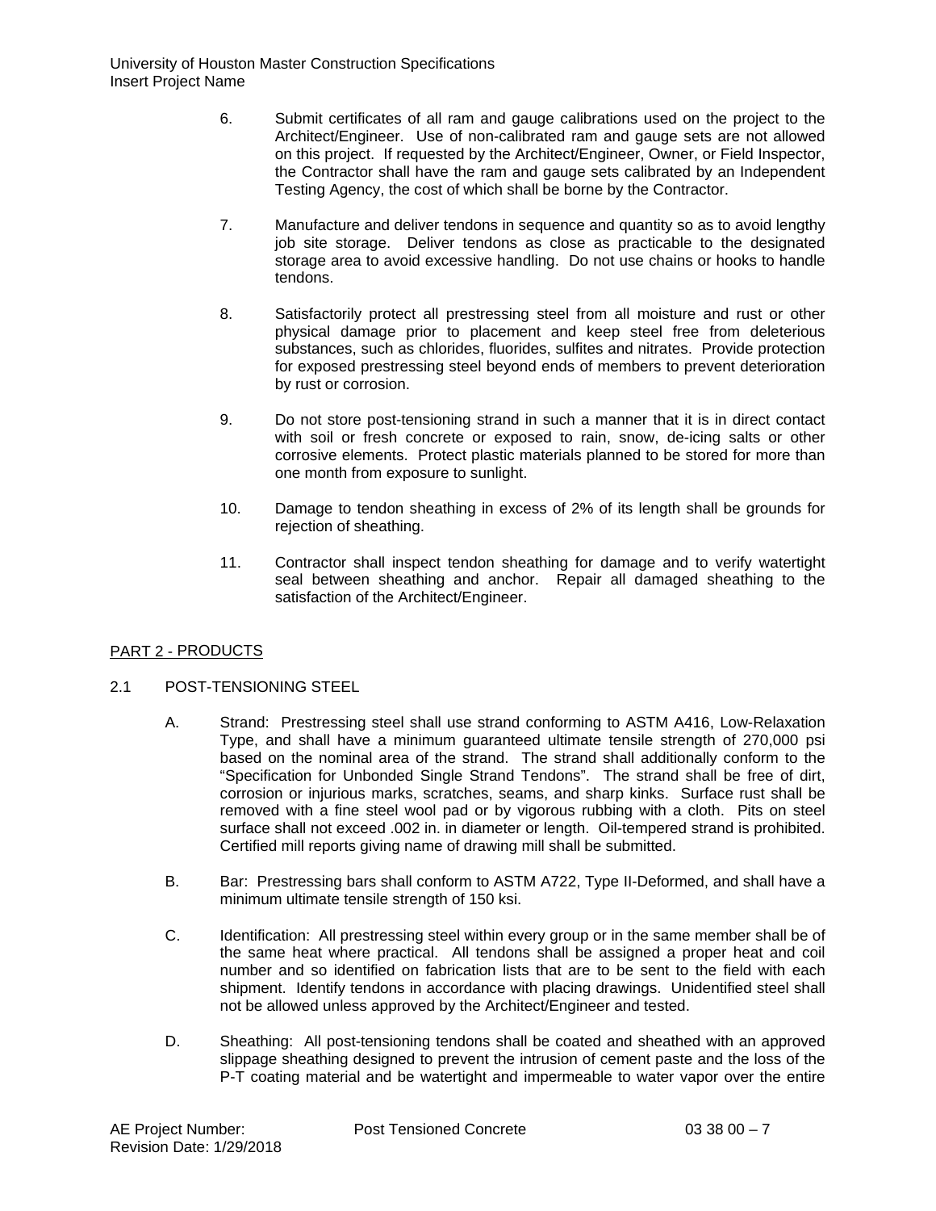6. Submit certificates of all ram and gauge calibrations used on the project to the Architect/Engineer. Use of non-calibrated ram and gauge sets are not allowed on this project. If requested by the Architect/Engineer, Owner, or Field Inspector, the Contractor shall have the ram and gauge sets calibrated by an Independent Testing Agency, the cost of which shall be borne by the Contractor.

7. Manufacture and deliver tendons in sequence and quantity so as to avoid lengthy job site storage. Deliver tendons as close as practicable to the designated storage area to avoid excessive handling. Do not use chains or hooks to handle tendons.

8. Satisfactorily protect all prestressing steel from all moisture and rust or other physical damage prior to placement and keep steel free from deleterious substances, such as chlorides, fluorides, sulfites and nitrates. Provide protection for exposed prestressing steel beyond ends of members to prevent deterioration by rust or corrosion.

9. Do not store post-tensioning strand in such a manner that it is in direct contact with soil or fresh concrete or exposed to rain, snow, de-icing salts or other corrosive elements. Protect plastic materials planned to be stored for more than one month from exposure to sunlight.

10. Damage to tendon sheathing in excess of 2% of its length shall be grounds for rejection of sheathing.

11. Contractor shall inspect tendon sheathing for damage and to verify watertight seal between sheathing and anchor. Repair all damaged sheathing to the satisfaction of the Architect/Engineer.

## PART 2 - PRODUCTS

### 2.1 POST-TENSIONING STEEL

A. Strand: Prestressing steel shall use strand conforming to ASTM A416, Low-Relaxation Type, and shall have a minimum guaranteed ultimate tensile strength of 270,000 psi based on the nominal area of the strand. The strand shall additionally conform to the "Specification for Unbonded Single Strand Tendons". The strand shall be free of dirt, corrosion or injurious marks, scratches, seams, and sharp kinks. Surface rust shall be removed with a fine steel wool pad or by vigorous rubbing with a cloth. Pits on steel surface shall not exceed .002 in. in diameter or length. Oil-tempered strand is prohibited. Certified mill reports giving name of drawing mill shall be submitted.

B. Bar: Prestressing bars shall conform to ASTM A722, Type II-Deformed, and shall have a minimum ultimate tensile strength of 150 ksi.

C. Identification: All prestressing steel within every group or in the same member shall be of the same heat where practical. All tendons shall be assigned a proper heat and coil number and so identified on fabrication lists that are to be sent to the field with each shipment. Identify tendons in accordance with placing drawings. Unidentified steel shall not be allowed unless approved by the Architect/Engineer and tested.

D. Sheathing: All post-tensioning tendons shall be coated and sheathed with an approved slippage sheathing designed to prevent the intrusion of cement paste and the loss of the P-T coating material and be watertight and impermeable to water vapor over the entire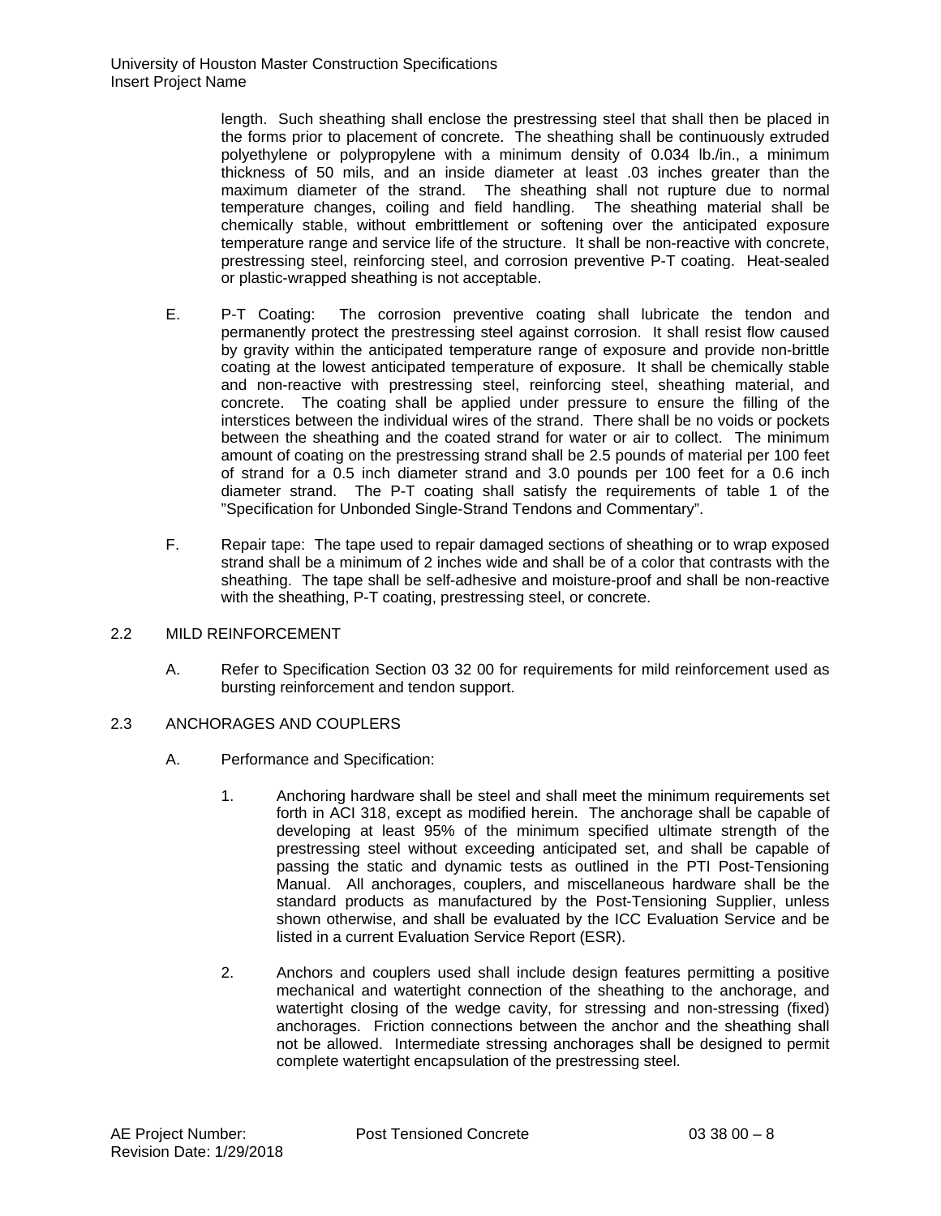length. Such sheathing shall enclose the prestressing steel that shall then be placed in the forms prior to placement of concrete. The sheathing shall be continuously extruded polyethylene or polypropylene with a minimum density of 0.034 lb./in., a minimum thickness of 50 mils, and an inside diameter at least .03 inches greater than the maximum diameter of the strand. The sheathing shall not rupture due to normal temperature changes, coiling and field handling. The sheathing material shall be chemically stable, without embrittlement or softening over the anticipated exposure temperature range and service life of the structure. It shall be non-reactive with concrete, prestressing steel, reinforcing steel, and corrosion preventive P-T coating. Heat-sealed or plastic-wrapped sheathing is not acceptable.

E. P-T Coating: The corrosion preventive coating shall lubricate the tendon and permanently protect the prestressing steel against corrosion. It shall resist flow caused by gravity within the anticipated temperature range of exposure and provide non-brittle coating at the lowest anticipated temperature of exposure. It shall be chemically stable and non-reactive with prestressing steel, reinforcing steel, sheathing material, and concrete. The coating shall be applied under pressure to ensure the filling of the interstices between the individual wires of the strand. There shall be no voids or pockets between the sheathing and the coated strand for water or air to collect. The minimum amount of coating on the prestressing strand shall be 2.5 pounds of material per 100 feet of strand for a 0.5 inch diameter strand and 3.0 pounds per 100 feet for a 0.6 inch diameter strand. The P-T coating shall satisfy the requirements of table 1 of the "Specification for Unbonded Single-Strand Tendons and Commentary".

F. Repair tape: The tape used to repair damaged sections of sheathing or to wrap exposed strand shall be a minimum of 2 inches wide and shall be of a color that contrasts with the sheathing. The tape shall be self-adhesive and moisture-proof and shall be non-reactive with the sheathing, P-T coating, prestressing steel, or concrete.

## 2.2 MILD REINFORCEMENT

A. Refer to Specification Section 03 32 00 for requirements for mild reinforcement used as bursting reinforcement and tendon support.

## 2.3 ANCHORAGES AND COUPLERS

A. Performance and Specification:

1. Anchoring hardware shall be steel and shall meet the minimum requirements set forth in ACI 318, except as modified herein. The anchorage shall be capable of developing at least 95% of the minimum specified ultimate strength of the prestressing steel without exceeding anticipated set, and shall be capable of passing the static and dynamic tests as outlined in the PTI Post-Tensioning Manual. All anchorages, couplers, and miscellaneous hardware shall be the standard products as manufactured by the Post-Tensioning Supplier, unless shown otherwise, and shall be evaluated by the ICC Evaluation Service and be listed in a current Evaluation Service Report (ESR).

2. Anchors and couplers used shall include design features permitting a positive mechanical and watertight connection of the sheathing to the anchorage, and watertight closing of the wedge cavity, for stressing and non-stressing (fixed) anchorages. Friction connections between the anchor and the sheathing shall not be allowed. Intermediate stressing anchorages shall be designed to permit complete watertight encapsulation of the prestressing steel.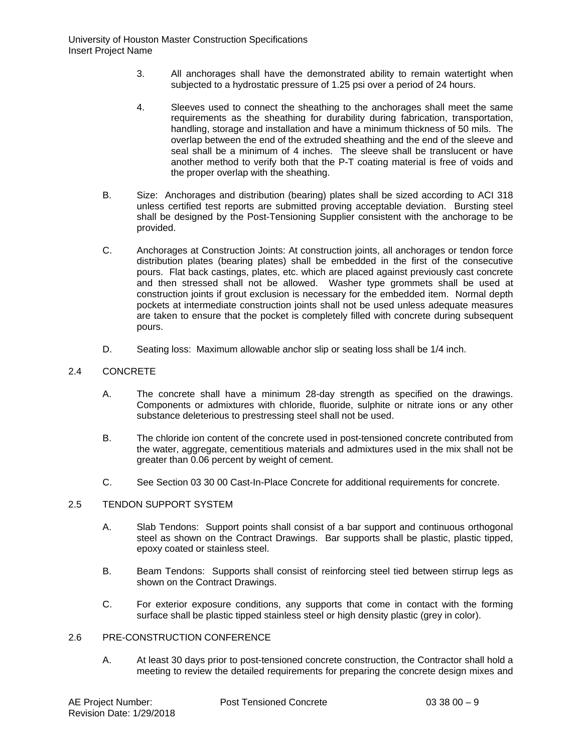3. All anchorages shall have the demonstrated ability to remain watertight when subjected to a hydrostatic pressure of 1.25 psi over a period of 24 hours.

4. Sleeves used to connect the sheathing to the anchorages shall meet the same requirements as the sheathing for durability during fabrication, transportation, handling, storage and installation and have a minimum thickness of 50 mils. The overlap between the end of the extruded sheathing and the end of the sleeve and seal shall be a minimum of 4 inches. The sleeve shall be translucent or have another method to verify both that the P-T coating material is free of voids and the proper overlap with the sheathing.

B. Size: Anchorages and distribution (bearing) plates shall be sized according to ACI 318 unless certified test reports are submitted proving acceptable deviation. Bursting steel shall be designed by the Post-Tensioning Supplier consistent with the anchorage to be provided.

C. Anchorages at Construction Joints: At construction joints, all anchorages or tendon force distribution plates (bearing plates) shall be embedded in the first of the consecutive pours. Flat back castings, plates, etc. which are placed against previously cast concrete and then stressed shall not be allowed. Washer type grommets shall be used at construction joints if grout exclusion is necessary for the embedded item. Normal depth pockets at intermediate construction joints shall not be used unless adequate measures are taken to ensure that the pocket is completely filled with concrete during subsequent pours.

D. Seating loss: Maximum allowable anchor slip or seating loss shall be 1/4 inch.

## 2.4 CONCRETE

A. The concrete shall have a minimum 28-day strength as specified on the drawings. Components or admixtures with chloride, fluoride, sulphite or nitrate ions or any other substance deleterious to prestressing steel shall not be used.

B. The chloride ion content of the concrete used in post-tensioned concrete contributed from the water, aggregate, cementitious materials and admixtures used in the mix shall not be greater than 0.06 percent by weight of cement.

C. See Section 03 30 00 Cast-In-Place Concrete for additional requirements for concrete.

## 2.5 TENDON SUPPORT SYSTEM

A. Slab Tendons: Support points shall consist of a bar support and continuous orthogonal steel as shown on the Contract Drawings. Bar supports shall be plastic, plastic tipped, epoxy coated or stainless steel.

B. Beam Tendons: Supports shall consist of reinforcing steel tied between stirrup legs as shown on the Contract Drawings.

C. For exterior exposure conditions, any supports that come in contact with the forming surface shall be plastic tipped stainless steel or high density plastic (grey in color).

## 2.6 PRE-CONSTRUCTION CONFERENCE

A. At least 30 days prior to post-tensioned concrete construction, the Contractor shall hold a meeting to review the detailed requirements for preparing the concrete design mixes and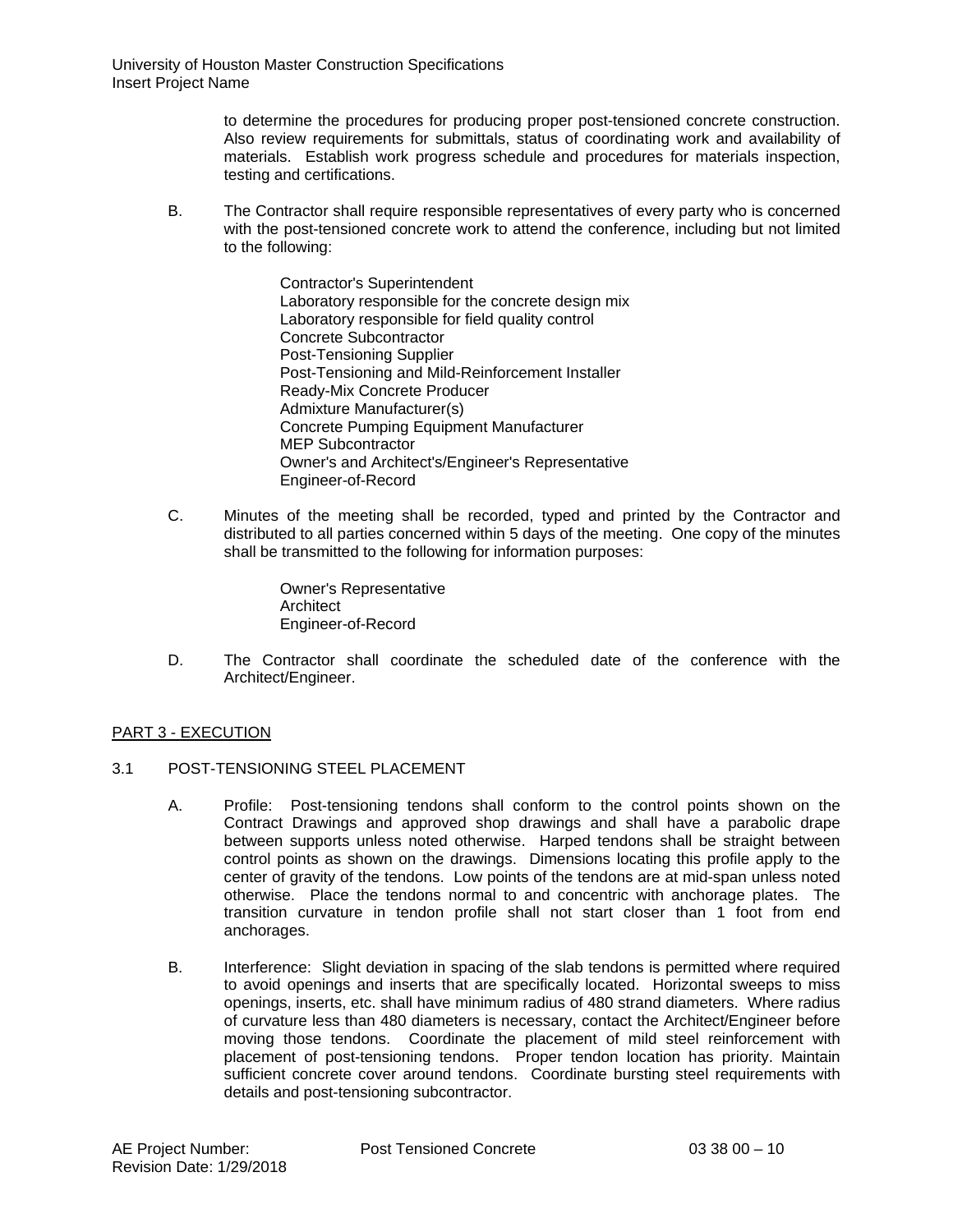to determine the procedures for producing proper post-tensioned concrete construction. Also review requirements for submittals, status of coordinating work and availability of materials. Establish work progress schedule and procedures for materials inspection, testing and certifications.

B. The Contractor shall require responsible representatives of every party who is concerned with the post-tensioned concrete work to attend the conference, including but not limited to the following:

Contractor's Superintendent
Laboratory responsible for the concrete design mix
Laboratory responsible for field quality control
Concrete Subcontractor
Post-Tensioning Supplier
Post-Tensioning and Mild-Reinforcement Installer
Ready-Mix Concrete Producer
Admixture Manufacturer(s)
Concrete Pumping Equipment Manufacturer
MEP Subcontractor
Owner's and Architect's/Engineer's Representative
Engineer-of-Record

C. Minutes of the meeting shall be recorded, typed and printed by the Contractor and distributed to all parties concerned within 5 days of the meeting. One copy of the minutes shall be transmitted to the following for information purposes:

Owner's Representative
Architect
Engineer-of-Record

D. The Contractor shall coordinate the scheduled date of the conference with the Architect/Engineer.

## PART 3 - EXECUTION

### 3.1 POST-TENSIONING STEEL PLACEMENT

A. Profile: Post-tensioning tendons shall conform to the control points shown on the Contract Drawings and approved shop drawings and shall have a parabolic drape between supports unless noted otherwise. Harped tendons shall be straight between control points as shown on the drawings. Dimensions locating this profile apply to the center of gravity of the tendons. Low points of the tendons are at mid-span unless noted otherwise. Place the tendons normal to and concentric with anchorage plates. The transition curvature in tendon profile shall not start closer than 1 foot from end anchorages.

B. Interference: Slight deviation in spacing of the slab tendons is permitted where required to avoid openings and inserts that are specifically located. Horizontal sweeps to miss openings, inserts, etc. shall have minimum radius of 480 strand diameters. Where radius of curvature less than 480 diameters is necessary, contact the Architect/Engineer before moving those tendons. Coordinate the placement of mild steel reinforcement with placement of post-tensioning tendons. Proper tendon location has priority. Maintain sufficient concrete cover around tendons. Coordinate bursting steel requirements with details and post-tensioning subcontractor.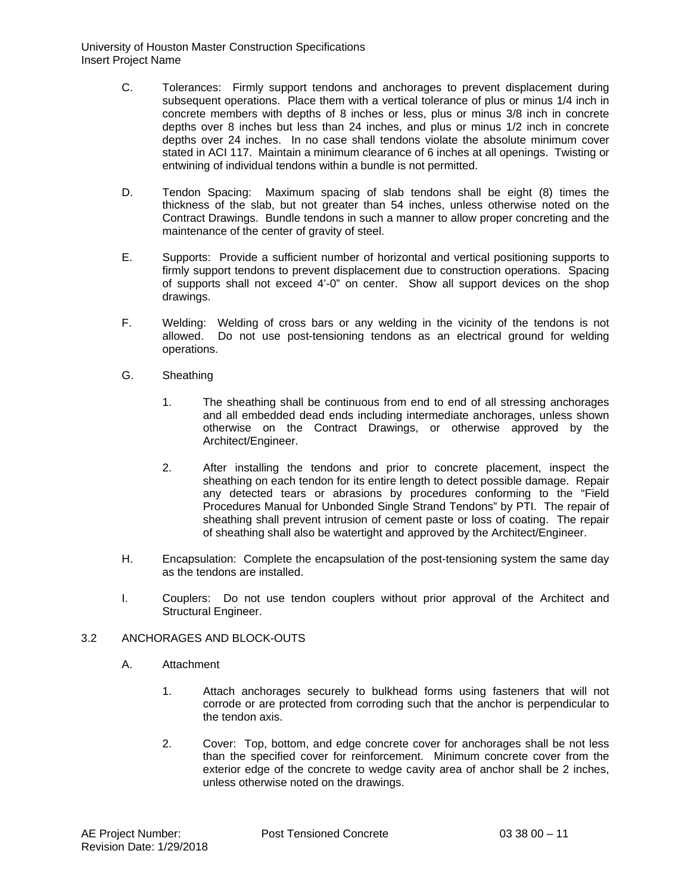C. Tolerances: Firmly support tendons and anchorages to prevent displacement during subsequent operations. Place them with a vertical tolerance of plus or minus 1/4 inch in concrete members with depths of 8 inches or less, plus or minus 3/8 inch in concrete depths over 8 inches but less than 24 inches, and plus or minus 1/2 inch in concrete depths over 24 inches. In no case shall tendons violate the absolute minimum cover stated in ACI 117. Maintain a minimum clearance of 6 inches at all openings. Twisting or entwining of individual tendons within a bundle is not permitted.

D. Tendon Spacing: Maximum spacing of slab tendons shall be eight (8) times the thickness of the slab, but not greater than 54 inches, unless otherwise noted on the Contract Drawings. Bundle tendons in such a manner to allow proper concreting and the maintenance of the center of gravity of steel.

E. Supports: Provide a sufficient number of horizontal and vertical positioning supports to firmly support tendons to prevent displacement due to construction operations. Spacing of supports shall not exceed 4'-0" on center. Show all support devices on the shop drawings.

F. Welding: Welding of cross bars or any welding in the vicinity of the tendons is not allowed. Do not use post-tensioning tendons as an electrical ground for welding operations.

G. Sheathing

1. The sheathing shall be continuous from end to end of all stressing anchorages and all embedded dead ends including intermediate anchorages, unless shown otherwise on the Contract Drawings, or otherwise approved by the Architect/Engineer.

2. After installing the tendons and prior to concrete placement, inspect the sheathing on each tendon for its entire length to detect possible damage. Repair any detected tears or abrasions by procedures conforming to the "Field Procedures Manual for Unbonded Single Strand Tendons" by PTI. The repair of sheathing shall prevent intrusion of cement paste or loss of coating. The repair of sheathing shall also be watertight and approved by the Architect/Engineer.

H. Encapsulation: Complete the encapsulation of the post-tensioning system the same day as the tendons are installed.

I. Couplers: Do not use tendon couplers without prior approval of the Architect and Structural Engineer.

## 3.2 ANCHORAGES AND BLOCK-OUTS

A. Attachment

1. Attach anchorages securely to bulkhead forms using fasteners that will not corrode or are protected from corroding such that the anchor is perpendicular to the tendon axis.

2. Cover: Top, bottom, and edge concrete cover for anchorages shall be not less than the specified cover for reinforcement. Minimum concrete cover from the exterior edge of the concrete to wedge cavity area of anchor shall be 2 inches, unless otherwise noted on the drawings.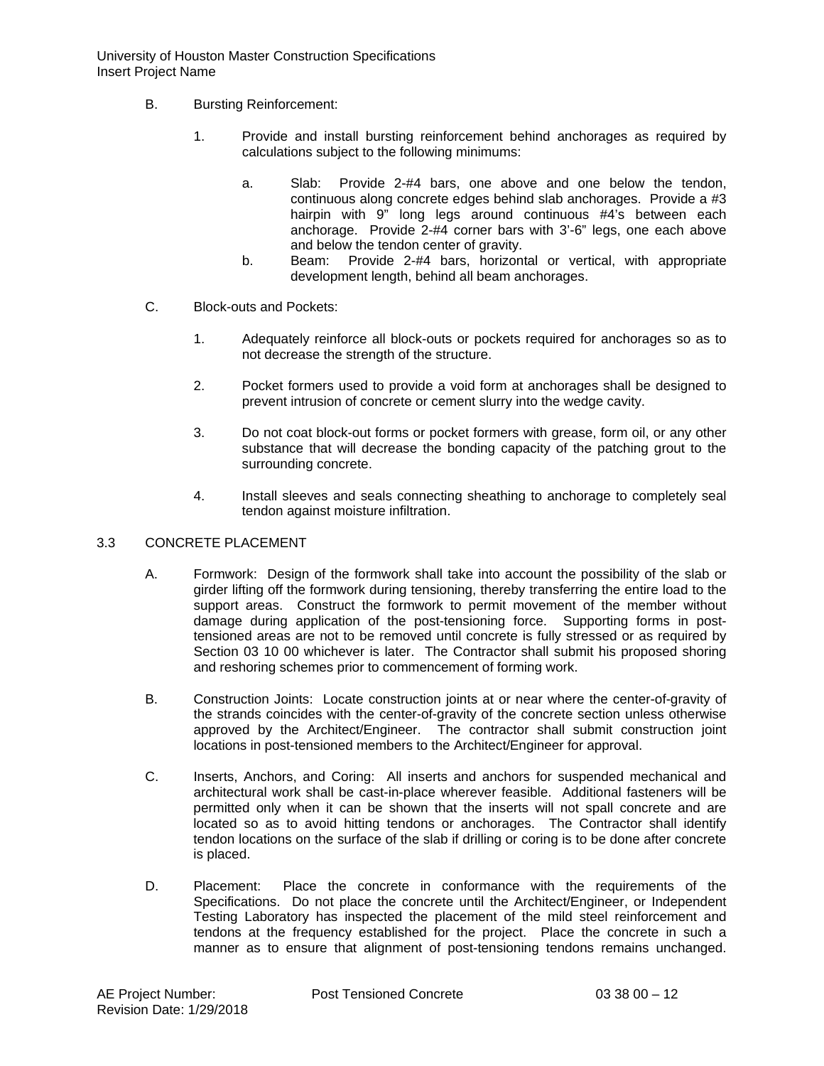B. Bursting Reinforcement:

1. Provide and install bursting reinforcement behind anchorages as required by calculations subject to the following minimums:

    a. Slab: Provide 2-#4 bars, one above and one below the tendon, continuous along concrete edges behind slab anchorages. Provide a #3 hairpin with 9" long legs around continuous #4's between each anchorage. Provide 2-#4 corner bars with 3'-6" legs, one each above and below the tendon center of gravity.

    b. Beam: Provide 2-#4 bars, horizontal or vertical, with appropriate development length, behind all beam anchorages.

C. Block-outs and Pockets:

1. Adequately reinforce all block-outs or pockets required for anchorages so as to not decrease the strength of the structure.

2. Pocket formers used to provide a void form at anchorages shall be designed to prevent intrusion of concrete or cement slurry into the wedge cavity.

3. Do not coat block-out forms or pocket formers with grease, form oil, or any other substance that will decrease the bonding capacity of the patching grout to the surrounding concrete.

4. Install sleeves and seals connecting sheathing to anchorage to completely seal tendon against moisture infiltration.

## 3.3 CONCRETE PLACEMENT

A. Formwork: Design of the formwork shall take into account the possibility of the slab or girder lifting off the formwork during tensioning, thereby transferring the entire load to the support areas. Construct the formwork to permit movement of the member without damage during application of the post-tensioning force. Supporting forms in post-tensioned areas are not to be removed until concrete is fully stressed or as required by Section 03 10 00 whichever is later. The Contractor shall submit his proposed shoring and reshoring schemes prior to commencement of forming work.

B. Construction Joints: Locate construction joints at or near where the center-of-gravity of the strands coincides with the center-of-gravity of the concrete section unless otherwise approved by the Architect/Engineer. The contractor shall submit construction joint locations in post-tensioned members to the Architect/Engineer for approval.

C. Inserts, Anchors, and Coring: All inserts and anchors for suspended mechanical and architectural work shall be cast-in-place wherever feasible. Additional fasteners will be permitted only when it can be shown that the inserts will not spall concrete and are located so as to avoid hitting tendons or anchorages. The Contractor shall identify tendon locations on the surface of the slab if drilling or coring is to be done after concrete is placed.

D. Placement: Place the concrete in conformance with the requirements of the Specifications. Do not place the concrete until the Architect/Engineer, or Independent Testing Laboratory has inspected the placement of the mild steel reinforcement and tendons at the frequency established for the project. Place the concrete in such a manner as to ensure that alignment of post-tensioning tendons remains unchanged.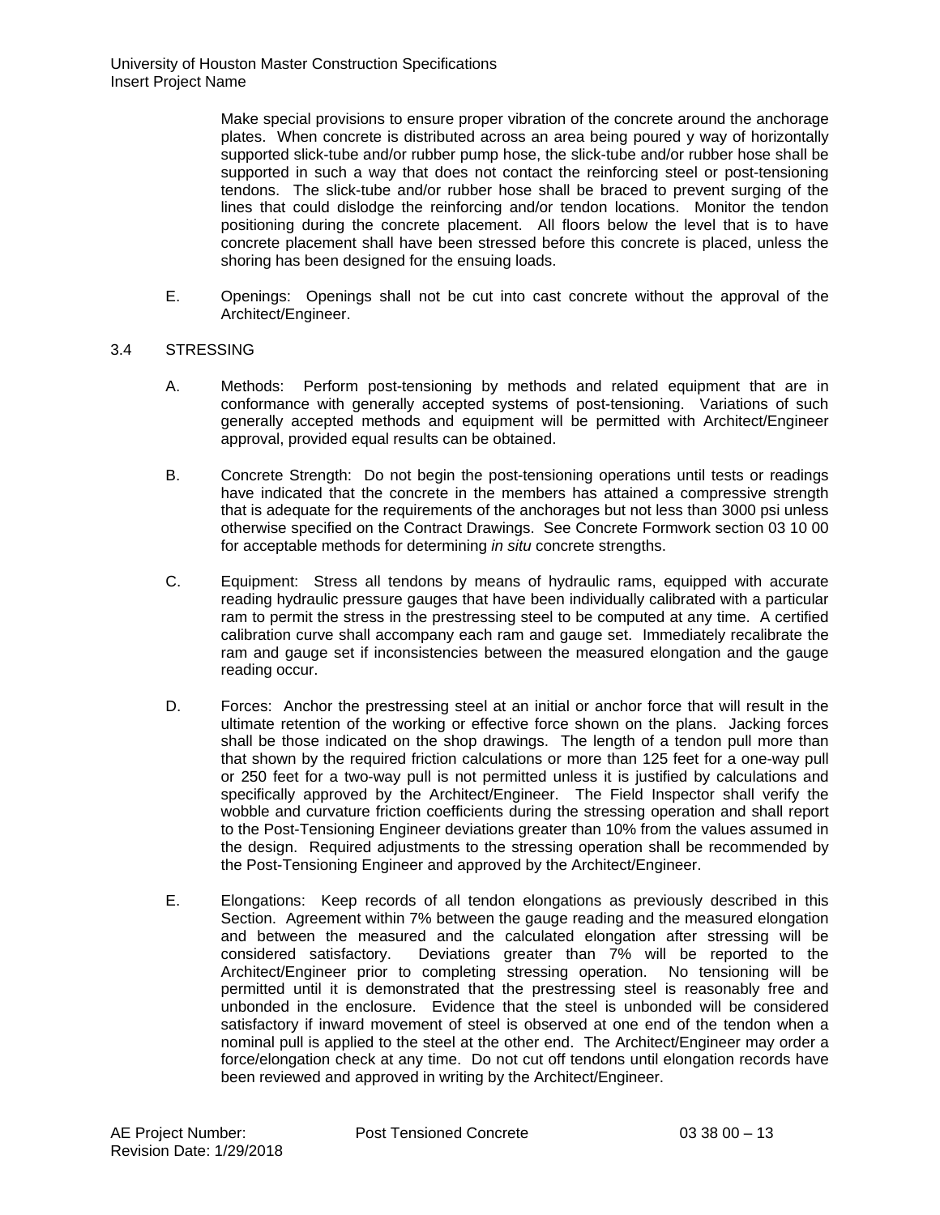Make special provisions to ensure proper vibration of the concrete around the anchorage plates. When concrete is distributed across an area being poured y way of horizontally supported slick-tube and/or rubber pump hose, the slick-tube and/or rubber hose shall be supported in such a way that does not contact the reinforcing steel or post-tensioning tendons. The slick-tube and/or rubber hose shall be braced to prevent surging of the lines that could dislodge the reinforcing and/or tendon locations. Monitor the tendon positioning during the concrete placement. All floors below the level that is to have concrete placement shall have been stressed before this concrete is placed, unless the shoring has been designed for the ensuing loads.

E. Openings: Openings shall not be cut into cast concrete without the approval of the Architect/Engineer.

## 3.4 STRESSING

A. Methods: Perform post-tensioning by methods and related equipment that are in conformance with generally accepted systems of post-tensioning. Variations of such generally accepted methods and equipment will be permitted with Architect/Engineer approval, provided equal results can be obtained.

B. Concrete Strength: Do not begin the post-tensioning operations until tests or readings have indicated that the concrete in the members has attained a compressive strength that is adequate for the requirements of the anchorages but not less than 3000 psi unless otherwise specified on the Contract Drawings. See Concrete Formwork section 03 10 00 for acceptable methods for determining *in situ* concrete strengths.

C. Equipment: Stress all tendons by means of hydraulic rams, equipped with accurate reading hydraulic pressure gauges that have been individually calibrated with a particular ram to permit the stress in the prestressing steel to be computed at any time. A certified calibration curve shall accompany each ram and gauge set. Immediately recalibrate the ram and gauge set if inconsistencies between the measured elongation and the gauge reading occur.

D. Forces: Anchor the prestressing steel at an initial or anchor force that will result in the ultimate retention of the working or effective force shown on the plans. Jacking forces shall be those indicated on the shop drawings. The length of a tendon pull more than that shown by the required friction calculations or more than 125 feet for a one-way pull or 250 feet for a two-way pull is not permitted unless it is justified by calculations and specifically approved by the Architect/Engineer. The Field Inspector shall verify the wobble and curvature friction coefficients during the stressing operation and shall report to the Post-Tensioning Engineer deviations greater than 10% from the values assumed in the design. Required adjustments to the stressing operation shall be recommended by the Post-Tensioning Engineer and approved by the Architect/Engineer.

E. Elongations: Keep records of all tendon elongations as previously described in this Section. Agreement within 7% between the gauge reading and the measured elongation and between the measured and the calculated elongation after stressing will be considered satisfactory. Deviations greater than 7% will be reported to the Architect/Engineer prior to completing stressing operation. No tensioning will be permitted until it is demonstrated that the prestressing steel is reasonably free and unbonded in the enclosure. Evidence that the steel is unbonded will be considered satisfactory if inward movement of steel is observed at one end of the tendon when a nominal pull is applied to the steel at the other end. The Architect/Engineer may order a force/elongation check at any time. Do not cut off tendons until elongation records have been reviewed and approved in writing by the Architect/Engineer.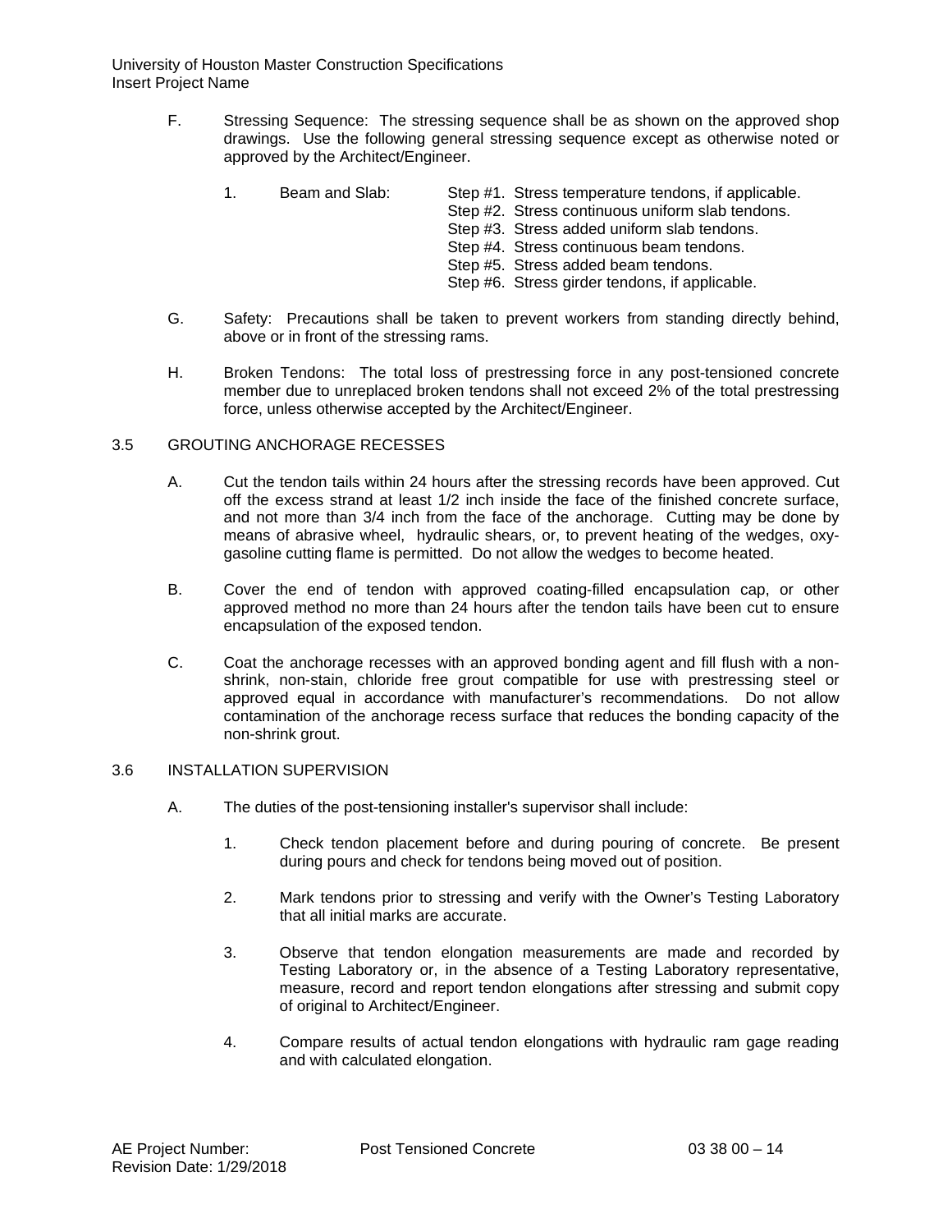F. Stressing Sequence: The stressing sequence shall be as shown on the approved shop drawings. Use the following general stressing sequence except as otherwise noted or approved by the Architect/Engineer.

1. Beam and Slab:
   - Step #1. Stress temperature tendons, if applicable.
   - Step #2. Stress continuous uniform slab tendons.
   - Step #3. Stress added uniform slab tendons.
   - Step #4. Stress continuous beam tendons.
   - Step #5. Stress added beam tendons.
   - Step #6. Stress girder tendons, if applicable.

G. Safety: Precautions shall be taken to prevent workers from standing directly behind, above or in front of the stressing rams.

H. Broken Tendons: The total loss of prestressing force in any post-tensioned concrete member due to unreplaced broken tendons shall not exceed 2% of the total prestressing force, unless otherwise accepted by the Architect/Engineer.

## 3.5 GROUTING ANCHORAGE RECESSES

A. Cut the tendon tails within 24 hours after the stressing records have been approved. Cut off the excess strand at least 1/2 inch inside the face of the finished concrete surface, and not more than 3/4 inch from the face of the anchorage. Cutting may be done by means of abrasive wheel, hydraulic shears, or, to prevent heating of the wedges, oxy-gasoline cutting flame is permitted. Do not allow the wedges to become heated.

B. Cover the end of tendon with approved coating-filled encapsulation cap, or other approved method no more than 24 hours after the tendon tails have been cut to ensure encapsulation of the exposed tendon.

C. Coat the anchorage recesses with an approved bonding agent and fill flush with a non-shrink, non-stain, chloride free grout compatible for use with prestressing steel or approved equal in accordance with manufacturer's recommendations. Do not allow contamination of the anchorage recess surface that reduces the bonding capacity of the non-shrink grout.

## 3.6 INSTALLATION SUPERVISION

A. The duties of the post-tensioning installer's supervisor shall include:

1. Check tendon placement before and during pouring of concrete. Be present during pours and check for tendons being moved out of position.

2. Mark tendons prior to stressing and verify with the Owner's Testing Laboratory that all initial marks are accurate.

3. Observe that tendon elongation measurements are made and recorded by Testing Laboratory or, in the absence of a Testing Laboratory representative, measure, record and report tendon elongations after stressing and submit copy of original to Architect/Engineer.

4. Compare results of actual tendon elongations with hydraulic ram gage reading and with calculated elongation.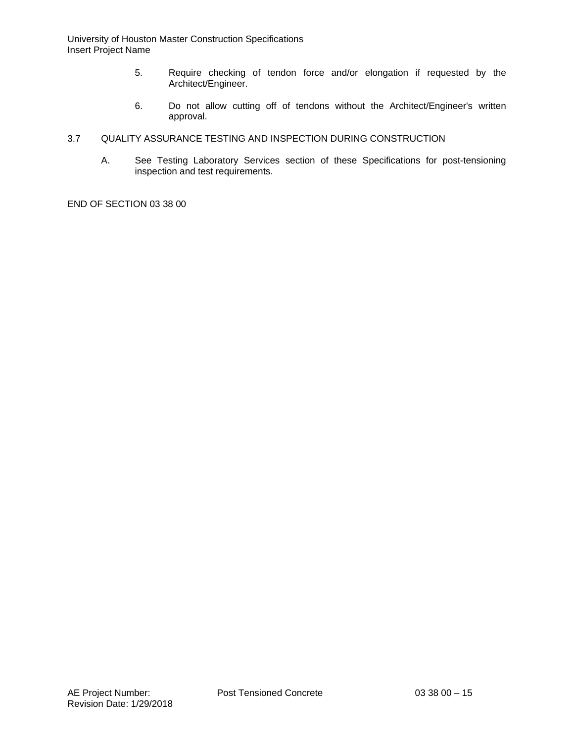5. Require checking of tendon force and/or elongation if requested by the Architect/Engineer.

6. Do not allow cutting off of tendons without the Architect/Engineer's written approval.

## 3.7 QUALITY ASSURANCE TESTING AND INSPECTION DURING CONSTRUCTION

A. See Testing Laboratory Services section of these Specifications for post-tensioning inspection and test requirements.

END OF SECTION 03 38 00